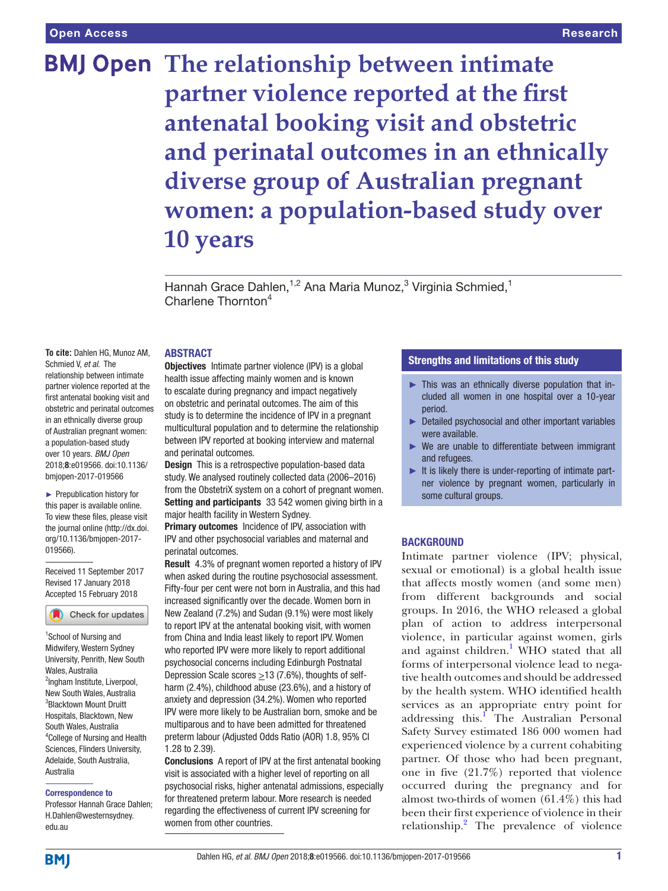# The relationship between intimate partner violence reported at the first antenatal booking visit and obstetric and perinatal outcomes in an ethnically diverse group of Australian pregnant women: a population-based study over 10 years

Hannah Grace Dahlen,[1,2] Ana Maria Munoz,[3] Virginia Schmied,[1] Charlene Thornton[4]

**To cite:** Dahlen HG, Munoz AM, Schmied V, *et al*. The relationship between intimate partner violence reported at the first antenatal booking visit and obstetric and perinatal outcomes in an ethnically diverse group of Australian pregnant women: a population-based study over 10 years. *BMJ Open* 2018;**8**:e019566. doi:10.1136/bmjopen-2017-019566

► Prepublication history for this paper is available online. To view these files, please visit the journal online (http://dx.doi.org/10.1136/bmjopen-2017-019566).

Received 11 September 2017
Revised 17 January 2018
Accepted 15 February 2018

[1]School of Nursing and Midwifery, Western Sydney University, Penrith, New South Wales, Australia
[2]Ingham Institute, Liverpool, New South Wales, Australia
[3]Blacktown Mount Druitt Hospitals, Blacktown, New South Wales, Australia
[4]College of Nursing and Health Sciences, Flinders University, Adelaide, South Australia, Australia

**Correspondence to**
Professor Hannah Grace Dahlen; H.Dahlen@westernsydney.edu.au

## ABSTRACT

**Objectives** Intimate partner violence (IPV) is a global health issue affecting mainly women and is known to escalate during pregnancy and impact negatively on obstetric and perinatal outcomes. The aim of this study is to determine the incidence of IPV in a pregnant multicultural population and to determine the relationship between IPV reported at booking interview and maternal and perinatal outcomes.

**Design** This is a retrospective population-based data study. We analysed routinely collected data (2006–2016) from the ObstetriX system on a cohort of pregnant women.

**Setting and participants** 33 542 women giving birth in a major health facility in Western Sydney.

**Primary outcomes** Incidence of IPV, association with IPV and other psychosocial variables and maternal and perinatal outcomes.

**Result** 4.3% of pregnant women reported a history of IPV when asked during the routine psychosocial assessment. Fifty-four per cent were not born in Australia, and this had increased significantly over the decade. Women born in New Zealand (7.2%) and Sudan (9.1%) were most likely to report IPV at the antenatal booking visit, with women from China and India least likely to report IPV. Women who reported IPV were more likely to report additional psychosocial concerns including Edinburgh Postnatal Depression Scale scores ≥13 (7.6%), thoughts of self-harm (2.4%), childhood abuse (23.6%), and a history of anxiety and depression (34.2%). Women who reported IPV were more likely to be Australian born, smoke and be multiparous and to have been admitted for threatened preterm labour (Adjusted Odds Ratio (AOR) 1.8, 95% CI 1.28 to 2.39).

**Conclusions** A report of IPV at the first antenatal booking visit is associated with a higher level of reporting on all psychosocial risks, higher antenatal admissions, especially for threatened preterm labour. More research is needed regarding the effectiveness of current IPV screening for women from other countries.

## Strengths and limitations of this study

- ► This was an ethnically diverse population that included all women in one hospital over a 10-year period.
- ► Detailed psychosocial and other important variables were available.
- ► We are unable to differentiate between immigrant and refugees.
- ► It is likely there is under-reporting of intimate partner violence by pregnant women, particularly in some cultural groups.

## BACKGROUND

Intimate partner violence (IPV; physical, sexual or emotional) is a global health issue that affects mostly women (and some men) from different backgrounds and social groups. In 2016, the WHO released a global plan of action to address interpersonal violence, in particular against women, girls and against children.[1] WHO stated that all forms of interpersonal violence lead to negative health outcomes and should be addressed by the health system. WHO identified health services as an appropriate entry point for addressing this.[1] The Australian Personal Safety Survey estimated 186 000 women had experienced violence by a current cohabiting partner. Of those who had been pregnant, one in five (21.7%) reported that violence occurred during the pregnancy and for almost two-thirds of women (61.4%) this had been their first experience of violence in their relationship.[2] The prevalence of violence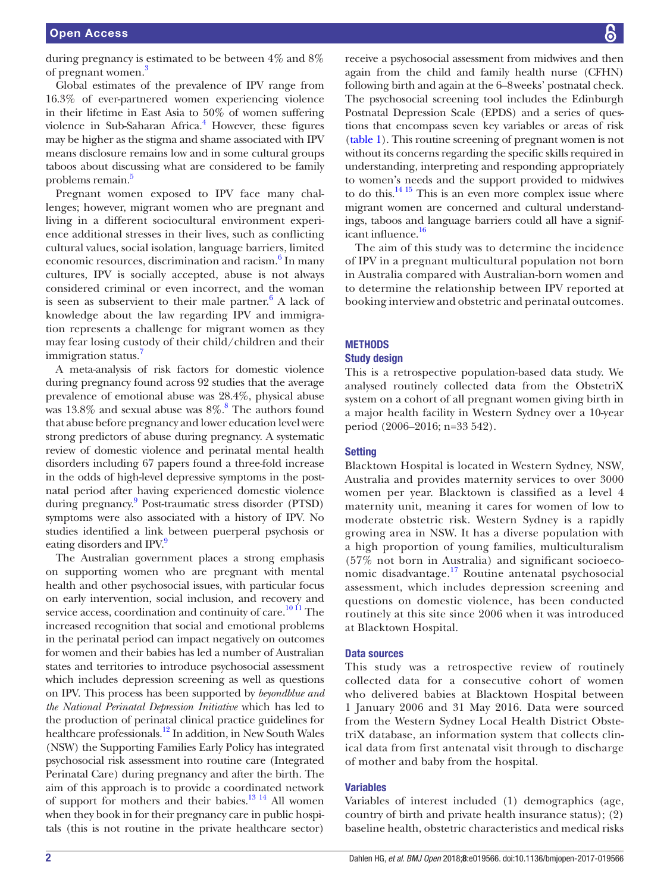during pregnancy is estimated to be between 4% and 8% of pregnant women.[3]

Global estimates of the prevalence of IPV range from 16.3% of ever-partnered women experiencing violence in their lifetime in East Asia to 50% of women suffering violence in Sub-Saharan Africa.[4] However, these figures may be higher as the stigma and shame associated with IPV means disclosure remains low and in some cultural groups taboos about discussing what are considered to be family problems remain.[5]

Pregnant women exposed to IPV face many challenges; however, migrant women who are pregnant and living in a different sociocultural environment experience additional stresses in their lives, such as conflicting cultural values, social isolation, language barriers, limited economic resources, discrimination and racism.[6] In many cultures, IPV is socially accepted, abuse is not always considered criminal or even incorrect, and the woman is seen as subservient to their male partner.[6] A lack of knowledge about the law regarding IPV and immigration represents a challenge for migrant women as they may fear losing custody of their child/children and their immigration status.[7]

A meta-analysis of risk factors for domestic violence during pregnancy found across 92 studies that the average prevalence of emotional abuse was 28.4%, physical abuse was 13.8% and sexual abuse was 8%.[8] The authors found that abuse before pregnancy and lower education level were strong predictors of abuse during pregnancy. A systematic review of domestic violence and perinatal mental health disorders including 67 papers found a three-fold increase in the odds of high-level depressive symptoms in the postnatal period after having experienced domestic violence during pregnancy.[9] Post-traumatic stress disorder (PTSD) symptoms were also associated with a history of IPV. No studies identified a link between puerperal psychosis or eating disorders and IPV.[9]

The Australian government places a strong emphasis on supporting women who are pregnant with mental health and other psychosocial issues, with particular focus on early intervention, social inclusion, and recovery and service access, coordination and continuity of care.[10,11] The increased recognition that social and emotional problems in the perinatal period can impact negatively on outcomes for women and their babies has led a number of Australian states and territories to introduce psychosocial assessment which includes depression screening as well as questions on IPV. This process has been supported by *beyondblue and the National Perinatal Depression Initiative* which has led to the production of perinatal clinical practice guidelines for healthcare professionals.[12] In addition, in New South Wales (NSW) the Supporting Families Early Policy has integrated psychosocial risk assessment into routine care (Integrated Perinatal Care) during pregnancy and after the birth. The aim of this approach is to provide a coordinated network of support for mothers and their babies.[13,14] All women when they book in for their pregnancy care in public hospitals (this is not routine in the private healthcare sector) receive a psychosocial assessment from midwives and then again from the child and family health nurse (CFHN) following birth and again at the 6–8 weeks' postnatal check. The psychosocial screening tool includes the Edinburgh Postnatal Depression Scale (EPDS) and a series of questions that encompass seven key variables or areas of risk (table 1). This routine screening of pregnant women is not without its concerns regarding the specific skills required in understanding, interpreting and responding appropriately to women's needs and the support provided to midwives to do this.[14,15] This is an even more complex issue where migrant women are concerned and cultural understandings, taboos and language barriers could all have a significant influence.[16]

The aim of this study was to determine the incidence of IPV in a pregnant multicultural population not born in Australia compared with Australian-born women and to determine the relationship between IPV reported at booking interview and obstetric and perinatal outcomes.

## METHODS

### Study design

This is a retrospective population-based data study. We analysed routinely collected data from the ObstetriX system on a cohort of all pregnant women giving birth in a major health facility in Western Sydney over a 10-year period (2006–2016; n=33 542).

### Setting

Blacktown Hospital is located in Western Sydney, NSW, Australia and provides maternity services to over 3000 women per year. Blacktown is classified as a level 4 maternity unit, meaning it cares for women of low to moderate obstetric risk. Western Sydney is a rapidly growing area in NSW. It has a diverse population with a high proportion of young families, multiculturalism (57% not born in Australia) and significant socioeconomic disadvantage.[17] Routine antenatal psychosocial assessment, which includes depression screening and questions on domestic violence, has been conducted routinely at this site since 2006 when it was introduced at Blacktown Hospital.

### Data sources

This study was a retrospective review of routinely collected data for a consecutive cohort of women who delivered babies at Blacktown Hospital between 1 January 2006 and 31 May 2016. Data were sourced from the Western Sydney Local Health District ObstetriX database, an information system that collects clinical data from first antenatal visit through to discharge of mother and baby from the hospital.

### Variables

Variables of interest included (1) demographics (age, country of birth and private health insurance status); (2) baseline health, obstetric characteristics and medical risks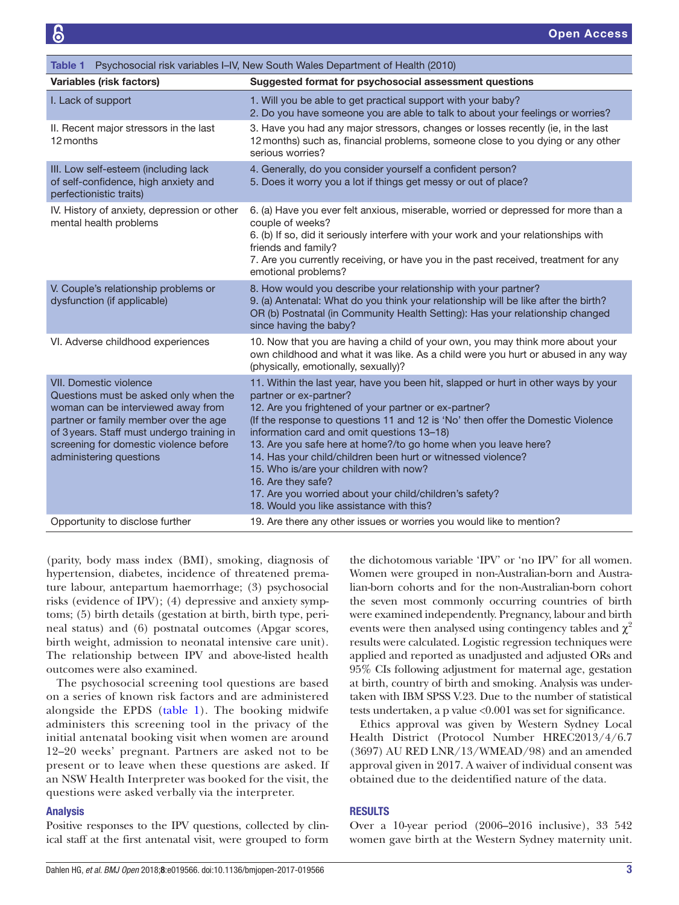Table 1 Psychosocial risk variables I–IV, New South Wales Department of Health (2010)

| Variables (risk factors) | Suggested format for psychosocial assessment questions |
|---|---|
| I. Lack of support | 1. Will you be able to get practical support with your baby?<br>2. Do you have someone you are able to talk to about your feelings or worries? |
| II. Recent major stressors in the last 12 months | 3. Have you had any major stressors, changes or losses recently (ie, in the last 12 months) such as, financial problems, someone close to you dying or any other serious worries? |
| III. Low self-esteem (including lack of self-confidence, high anxiety and perfectionistic traits) | 4. Generally, do you consider yourself a confident person?<br>5. Does it worry you a lot if things get messy or out of place? |
| IV. History of anxiety, depression or other mental health problems | 6. (a) Have you ever felt anxious, miserable, worried or depressed for more than a couple of weeks?<br>6. (b) If so, did it seriously interfere with your work and your relationships with friends and family?<br>7. Are you currently receiving, or have you in the past received, treatment for any emotional problems? |
| V. Couple's relationship problems or dysfunction (if applicable) | 8. How would you describe your relationship with your partner?<br>9. (a) Antenatal: What do you think your relationship will be like after the birth? OR (b) Postnatal (in Community Health Setting): Has your relationship changed since having the baby? |
| VI. Adverse childhood experiences | 10. Now that you are having a child of your own, you may think more about your own childhood and what it was like. As a child were you hurt or abused in any way (physically, emotionally, sexually)? |
| VII. Domestic violence<br>Questions must be asked only when the woman can be interviewed away from partner or family member over the age of 3 years. Staff must undergo training in screening for domestic violence before administering questions | 11. Within the last year, have you been hit, slapped or hurt in other ways by your partner or ex-partner?<br>12. Are you frightened of your partner or ex-partner?<br>(If the response to questions 11 and 12 is 'No' then offer the Domestic Violence information card and omit questions 13–18)<br>13. Are you safe here at home?/to go home when you leave here?<br>14. Has your child/children been hurt or witnessed violence?<br>15. Who is/are your children with now?<br>16. Are they safe?<br>17. Are you worried about your child/children's safety?<br>18. Would you like assistance with this? |
| Opportunity to disclose further | 19. Are there any other issues or worries you would like to mention? |

(parity, body mass index (BMI), smoking, diagnosis of hypertension, diabetes, incidence of threatened premature labour, antepartum haemorrhage; (3) psychosocial risks (evidence of IPV); (4) depressive and anxiety symptoms; (5) birth details (gestation at birth, birth type, perineal status) and (6) postnatal outcomes (Apgar scores, birth weight, admission to neonatal intensive care unit). The relationship between IPV and above-listed health outcomes were also examined.

The psychosocial screening tool questions are based on a series of known risk factors and are administered alongside the EPDS (table 1). The booking midwife administers this screening tool in the privacy of the initial antenatal booking visit when women are around 12–20 weeks' pregnant. Partners are asked not to be present or to leave when these questions are asked. If an NSW Health Interpreter was booked for the visit, the questions were asked verbally via the interpreter.

### Analysis

Positive responses to the IPV questions, collected by clinical staff at the first antenatal visit, were grouped to form the dichotomous variable 'IPV' or 'no IPV' for all women. Women were grouped in non-Australian-born and Australian-born cohorts and for the non-Australian-born cohort the seven most commonly occurring countries of birth were examined independently. Pregnancy, labour and birth events were then analysed using contingency tables and $\chi^2$ results were calculated. Logistic regression techniques were applied and reported as unadjusted and adjusted ORs and 95% CIs following adjustment for maternal age, gestation at birth, country of birth and smoking. Analysis was undertaken with IBM SPSS V.23. Due to the number of statistical tests undertaken, a p value <0.001 was set for significance.

Ethics approval was given by Western Sydney Local Health District (Protocol Number HREC2013/4/6.7 (3697) AU RED LNR/13/WMEAD/98) and an amended approval given in 2017. A waiver of individual consent was obtained due to the deidentified nature of the data.

## RESULTS

Over a 10-year period (2006–2016 inclusive), 33 542 women gave birth at the Western Sydney maternity unit.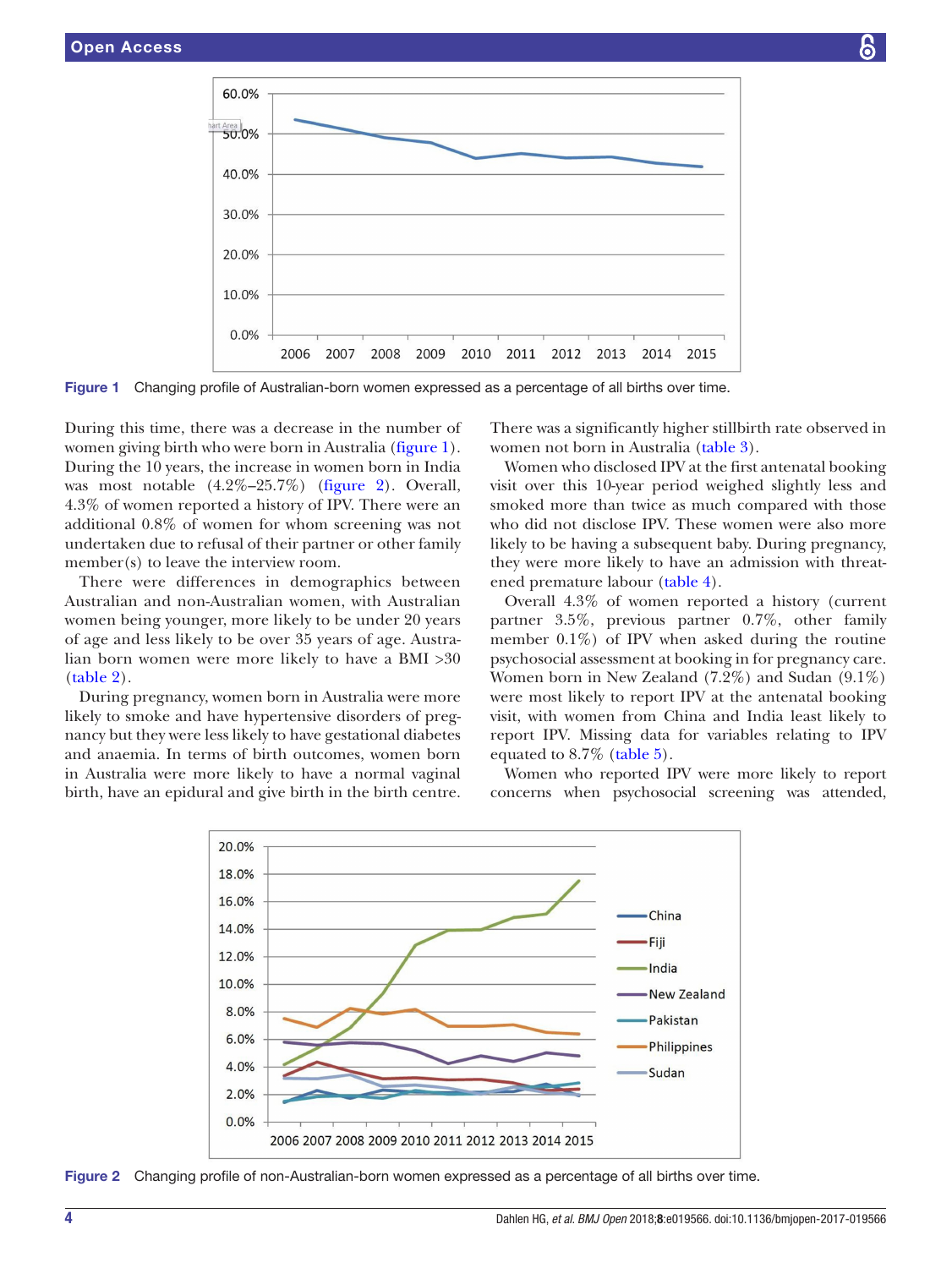Figure 1 Changing profile of Australian-born women expressed as a percentage of all births over time.

During this time, there was a decrease in the number of women giving birth who were born in Australia (figure 1). During the 10 years, the increase in women born in India was most notable (4.2%–25.7%) (figure 2). Overall, 4.3% of women reported a history of IPV. There were an additional 0.8% of women for whom screening was not undertaken due to refusal of their partner or other family member(s) to leave the interview room.

There were differences in demographics between Australian and non-Australian women, with Australian women being younger, more likely to be under 20 years of age and less likely to be over 35 years of age. Australian born women were more likely to have a BMI >30 (table 2).

During pregnancy, women born in Australia were more likely to smoke and have hypertensive disorders of pregnancy but they were less likely to have gestational diabetes and anaemia. In terms of birth outcomes, women born in Australia were more likely to have a normal vaginal birth, have an epidural and give birth in the birth centre. There was a significantly higher stillbirth rate observed in women not born in Australia (table 3).

Women who disclosed IPV at the first antenatal booking visit over this 10-year period weighed slightly less and smoked more than twice as much compared with those who did not disclose IPV. These women were also more likely to be having a subsequent baby. During pregnancy, they were more likely to have an admission with threatened premature labour (table 4).

Overall 4.3% of women reported a history (current partner 3.5%, previous partner 0.7%, other family member 0.1%) of IPV when asked during the routine psychosocial assessment at booking in for pregnancy care. Women born in New Zealand (7.2%) and Sudan (9.1%) were most likely to report IPV at the antenatal booking visit, with women from China and India least likely to report IPV. Missing data for variables relating to IPV equated to 8.7% (table 5).

Women who reported IPV were more likely to report concerns when psychosocial screening was attended,

Figure 2 Changing profile of non-Australian-born women expressed as a percentage of all births over time.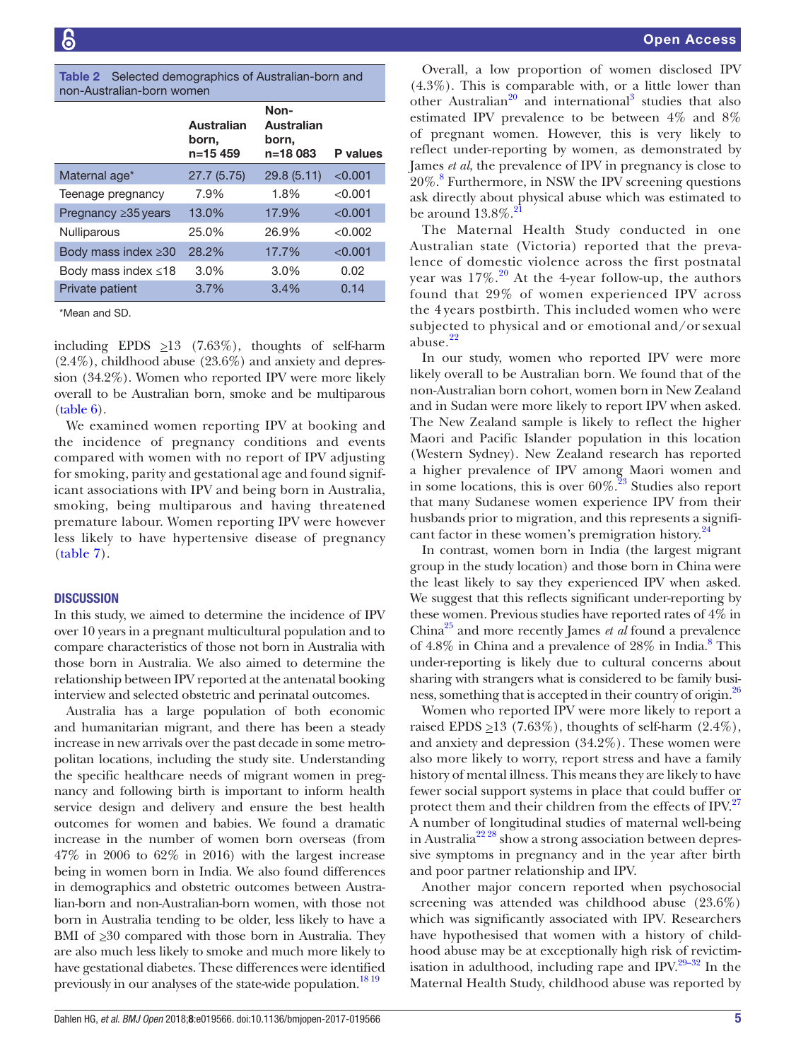Table 2 Selected demographics of Australian-born and non-Australian-born women

| | Australian born, n=15 459 | Non-Australian born, n=18 083 | P values |
|---|---|---|---|
| Maternal age* | 27.7 (5.75) | 29.8 (5.11) | <0.001 |
| Teenage pregnancy | 7.9% | 1.8% | <0.001 |
| Pregnancy ≥35 years | 13.0% | 17.9% | <0.001 |
| Nulliparous | 25.0% | 26.9% | <0.002 |
| Body mass index ≥30 | 28.2% | 17.7% | <0.001 |
| Body mass index ≤18 | 3.0% | 3.0% | 0.02 |
| Private patient | 3.7% | 3.4% | 0.14 |

*Mean and SD.

including EPDS ≥13 (7.63%), thoughts of self-harm (2.4%), childhood abuse (23.6%) and anxiety and depression (34.2%). Women who reported IPV were more likely overall to be Australian born, smoke and be multiparous (table 6).

We examined women reporting IPV at booking and the incidence of pregnancy conditions and events compared with women with no report of IPV adjusting for smoking, parity and gestational age and found significant associations with IPV and being born in Australia, smoking, being multiparous and having threatened premature labour. Women reporting IPV were however less likely to have hypertensive disease of pregnancy (table 7).

## DISCUSSION

In this study, we aimed to determine the incidence of IPV over 10 years in a pregnant multicultural population and to compare characteristics of those not born in Australia with those born in Australia. We also aimed to determine the relationship between IPV reported at the antenatal booking interview and selected obstetric and perinatal outcomes.

Australia has a large population of both economic and humanitarian migrant, and there has been a steady increase in new arrivals over the past decade in some metropolitan locations, including the study site. Understanding the specific healthcare needs of migrant women in pregnancy and following birth is important to inform health service design and delivery and ensure the best health outcomes for women and babies. We found a dramatic increase in the number of women born overseas (from 47% in 2006 to 62% in 2016) with the largest increase being in women born in India. We also found differences in demographics and obstetric outcomes between Australian-born and non-Australian-born women, with those not born in Australia tending to be older, less likely to have a BMI of ≥30 compared with those born in Australia. They are also much less likely to smoke and much more likely to have gestational diabetes. These differences were identified previously in our analyses of the state-wide population.[18 19]

Overall, a low proportion of women disclosed IPV (4.3%). This is comparable with, or a little lower than other Australian[20] and international[3] studies that also estimated IPV prevalence to be between 4% and 8% of pregnant women. However, this is very likely to reflect under-reporting by women, as demonstrated by James *et al*, the prevalence of IPV in pregnancy is close to 20%.[8] Furthermore, in NSW the IPV screening questions ask directly about physical abuse which was estimated to be around 13.8%.[21]

The Maternal Health Study conducted in one Australian state (Victoria) reported that the prevalence of domestic violence across the first postnatal year was 17%.[20] At the 4-year follow-up, the authors found that 29% of women experienced IPV across the 4 years postbirth. This included women who were subjected to physical and or emotional and/or sexual abuse.[22]

In our study, women who reported IPV were more likely overall to be Australian born. We found that of the non-Australian born cohort, women born in New Zealand and in Sudan were more likely to report IPV when asked. The New Zealand sample is likely to reflect the higher Maori and Pacific Islander population in this location (Western Sydney). New Zealand research has reported a higher prevalence of IPV among Maori women and in some locations, this is over 60%.[23] Studies also report that many Sudanese women experience IPV from their husbands prior to migration, and this represents a significant factor in these women's premigration history.[24]

In contrast, women born in India (the largest migrant group in the study location) and those born in China were the least likely to say they experienced IPV when asked. We suggest that this reflects significant under-reporting by these women. Previous studies have reported rates of 4% in China[25] and more recently James *et al* found a prevalence of 4.8% in China and a prevalence of 28% in India.[8] This under-reporting is likely due to cultural concerns about sharing with strangers what is considered to be family business, something that is accepted in their country of origin.[26]

Women who reported IPV were more likely to report a raised EPDS ≥13 (7.63%), thoughts of self-harm (2.4%), and anxiety and depression (34.2%). These women were also more likely to worry, report stress and have a family history of mental illness. This means they are likely to have fewer social support systems in place that could buffer or protect them and their children from the effects of IPV.[27] A number of longitudinal studies of maternal well-being in Australia[22 28] show a strong association between depressive symptoms in pregnancy and in the year after birth and poor partner relationship and IPV.

Another major concern reported when psychosocial screening was attended was childhood abuse (23.6%) which was significantly associated with IPV. Researchers have hypothesised that women with a history of childhood abuse may be at exceptionally high risk of revictimisation in adulthood, including rape and IPV.[29–32] In the Maternal Health Study, childhood abuse was reported by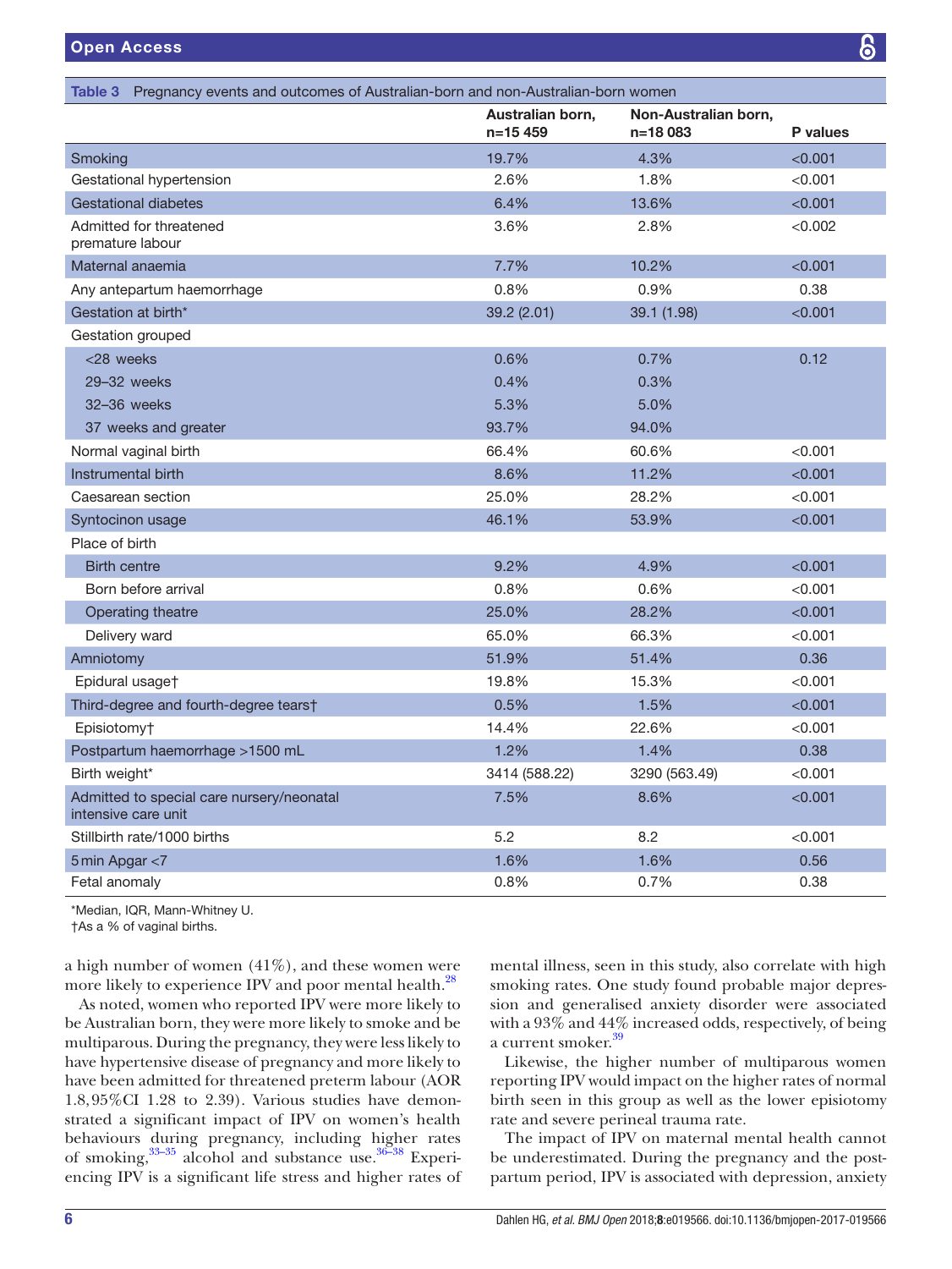**Table 3** Pregnancy events and outcomes of Australian-born and non-Australian-born women

| | Australian born, n=15 459 | Non-Australian born, n=18 083 | P values |
|---|---|---|---|
| Smoking | 19.7% | 4.3% | <0.001 |
| Gestational hypertension | 2.6% | 1.8% | <0.001 |
| Gestational diabetes | 6.4% | 13.6% | <0.001 |
| Admitted for threatened premature labour | 3.6% | 2.8% | <0.002 |
| Maternal anaemia | 7.7% | 10.2% | <0.001 |
| Any antepartum haemorrhage | 0.8% | 0.9% | 0.38 |
| Gestation at birth* | 39.2 (2.01) | 39.1 (1.98) | <0.001 |
| Gestation grouped | | | |
| <28 weeks | 0.6% | 0.7% | 0.12 |
| 29–32 weeks | 0.4% | 0.3% | |
| 32–36 weeks | 5.3% | 5.0% | |
| 37 weeks and greater | 93.7% | 94.0% | |
| Normal vaginal birth | 66.4% | 60.6% | <0.001 |
| Instrumental birth | 8.6% | 11.2% | <0.001 |
| Caesarean section | 25.0% | 28.2% | <0.001 |
| Syntocinon usage | 46.1% | 53.9% | <0.001 |
| Place of birth | | | |
| Birth centre | 9.2% | 4.9% | <0.001 |
| Born before arrival | 0.8% | 0.6% | <0.001 |
| Operating theatre | 25.0% | 28.2% | <0.001 |
| Delivery ward | 65.0% | 66.3% | <0.001 |
| Amniotomy | 51.9% | 51.4% | 0.36 |
| Epidural usage† | 19.8% | 15.3% | <0.001 |
| Third-degree and fourth-degree tears† | 0.5% | 1.5% | <0.001 |
| Episiotomy† | 14.4% | 22.6% | <0.001 |
| Postpartum haemorrhage >1500 mL | 1.2% | 1.4% | 0.38 |
| Birth weight* | 3414 (588.22) | 3290 (563.49) | <0.001 |
| Admitted to special care nursery/neonatal intensive care unit | 7.5% | 8.6% | <0.001 |
| Stillbirth rate/1000 births | 5.2 | 8.2 | <0.001 |
| 5 min Apgar <7 | 1.6% | 1.6% | 0.56 |
| Fetal anomaly | 0.8% | 0.7% | 0.38 |

*Median, IQR, Mann-Whitney U.
†As a % of vaginal births.

a high number of women (41%), and these women were more likely to experience IPV and poor mental health.[28]

As noted, women who reported IPV were more likely to be Australian born, they were more likely to smoke and be multiparous. During the pregnancy, they were less likely to have hypertensive disease of pregnancy and more likely to have been admitted for threatened preterm labour (AOR 1.8, 95% CI 1.28 to 2.39). Various studies have demonstrated a significant impact of IPV on women's health behaviours during pregnancy, including higher rates of smoking,[33–35] alcohol and substance use.[36–38] Experiencing IPV is a significant life stress and higher rates of mental illness, seen in this study, also correlate with high smoking rates. One study found probable major depression and generalised anxiety disorder were associated with a 93% and 44% increased odds, respectively, of being a current smoker.[39]

Likewise, the higher number of multiparous women reporting IPV would impact on the higher rates of normal birth seen in this group as well as the lower episiotomy rate and severe perineal trauma rate.

The impact of IPV on maternal mental health cannot be underestimated. During the pregnancy and the postpartum period, IPV is associated with depression, anxiety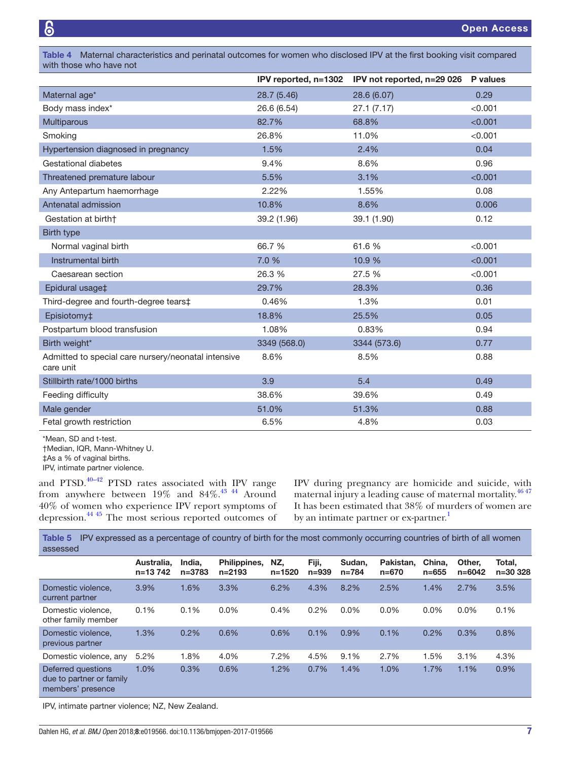**Table 4** Maternal characteristics and perinatal outcomes for women who disclosed IPV at the first booking visit compared with those who have not

| | IPV reported, n=1302 | IPV not reported, n=29 026 | P values |
|---|---|---|---|
| Maternal age* | 28.7 (5.46) | 28.6 (6.07) | 0.29 |
| Body mass index* | 26.6 (6.54) | 27.1 (7.17) | <0.001 |
| Multiparous | 82.7% | 68.8% | <0.001 |
| Smoking | 26.8% | 11.0% | <0.001 |
| Hypertension diagnosed in pregnancy | 1.5% | 2.4% | 0.04 |
| Gestational diabetes | 9.4% | 8.6% | 0.96 |
| Threatened premature labour | 5.5% | 3.1% | <0.001 |
| Any Antepartum haemorrhage | 2.22% | 1.55% | 0.08 |
| Antenatal admission | 10.8% | 8.6% | 0.006 |
| Gestation at birth† | 39.2 (1.96) | 39.1 (1.90) | 0.12 |
| Birth type | | | |
| Normal vaginal birth | 66.7 % | 61.6 % | <0.001 |
| Instrumental birth | 7.0 % | 10.9 % | <0.001 |
| Caesarean section | 26.3 % | 27.5 % | <0.001 |
| Epidural usage‡ | 29.7% | 28.3% | 0.36 |
| Third-degree and fourth-degree tears‡ | 0.46% | 1.3% | 0.01 |
| Episiotomy‡ | 18.8% | 25.5% | 0.05 |
| Postpartum blood transfusion | 1.08% | 0.83% | 0.94 |
| Birth weight* | 3349 (568.0) | 3344 (573.6) | 0.77 |
| Admitted to special care nursery/neonatal intensive care unit | 8.6% | 8.5% | 0.88 |
| Stillbirth rate/1000 births | 3.9 | 5.4 | 0.49 |
| Feeding difficulty | 38.6% | 39.6% | 0.49 |
| Male gender | 51.0% | 51.3% | 0.88 |
| Fetal growth restriction | 6.5% | 4.8% | 0.03 |

*Mean, SD and t-test.
†Median, IQR, Mann-Whitney U.
‡As a % of vaginal births.
IPV, intimate partner violence.

and PTSD.[40–42] PTSD rates associated with IPV range from anywhere between 19% and 84%.[43 44] Around 40% of women who experience IPV report symptoms of depression.[44 45] The most serious reported outcomes of IPV during pregnancy are homicide and suicide, with maternal injury a leading cause of maternal mortality.[46 47] It has been estimated that 38% of murders of women are by an intimate partner or ex-partner.[1]

**Table 5** IPV expressed as a percentage of country of birth for the most commonly occurring countries of birth of all women assessed

| | Australia, n=13 742 | India, n=3783 | Philippines, n=2193 | NZ, n=1520 | Fiji, n=939 | Sudan, n=784 | Pakistan, n=670 | China, n=655 | Other, n=6042 | Total, n=30 328 |
|---|---|---|---|---|---|---|---|---|---|---|
| Domestic violence, current partner | 3.9% | 1.6% | 3.3% | 6.2% | 4.3% | 8.2% | 2.5% | 1.4% | 2.7% | 3.5% |
| Domestic violence, other family member | 0.1% | 0.1% | 0.0% | 0.4% | 0.2% | 0.0% | 0.0% | 0.0% | 0.0% | 0.1% |
| Domestic violence, previous partner | 1.3% | 0.2% | 0.6% | 0.6% | 0.1% | 0.9% | 0.1% | 0.2% | 0.3% | 0.8% |
| Domestic violence, any | 5.2% | 1.8% | 4.0% | 7.2% | 4.5% | 9.1% | 2.7% | 1.5% | 3.1% | 4.3% |
| Deferred questions due to partner or family members' presence | 1.0% | 0.3% | 0.6% | 1.2% | 0.7% | 1.4% | 1.0% | 1.7% | 1.1% | 0.9% |

IPV, intimate partner violence; NZ, New Zealand.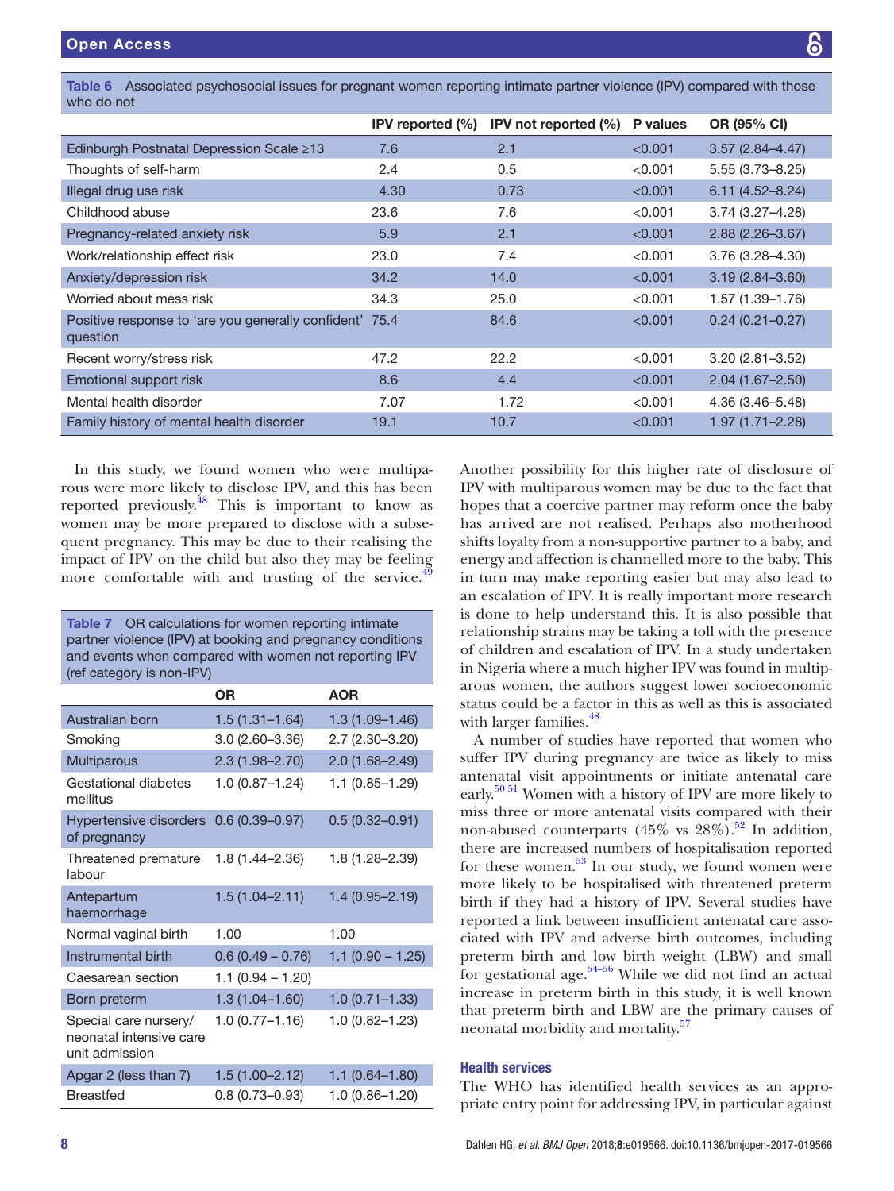Table 6 Associated psychosocial issues for pregnant women reporting intimate partner violence (IPV) compared with those who do not

| | IPV reported (%) | IPV not reported (%) | P values | OR (95% CI) |
|---|---|---|---|---|
| Edinburgh Postnatal Depression Scale ≥13 | 7.6 | 2.1 | <0.001 | 3.57 (2.84–4.47) |
| Thoughts of self-harm | 2.4 | 0.5 | <0.001 | 5.55 (3.73–8.25) |
| Illegal drug use risk | 4.30 | 0.73 | <0.001 | 6.11 (4.52–8.24) |
| Childhood abuse | 23.6 | 7.6 | <0.001 | 3.74 (3.27–4.28) |
| Pregnancy-related anxiety risk | 5.9 | 2.1 | <0.001 | 2.88 (2.26–3.67) |
| Work/relationship effect risk | 23.0 | 7.4 | <0.001 | 3.76 (3.28–4.30) |
| Anxiety/depression risk | 34.2 | 14.0 | <0.001 | 3.19 (2.84–3.60) |
| Worried about mess risk | 34.3 | 25.0 | <0.001 | 1.57 (1.39–1.76) |
| Positive response to 'are you generally confident' question | 75.4 | 84.6 | <0.001 | 0.24 (0.21–0.27) |
| Recent worry/stress risk | 47.2 | 22.2 | <0.001 | 3.20 (2.81–3.52) |
| Emotional support risk | 8.6 | 4.4 | <0.001 | 2.04 (1.67–2.50) |
| Mental health disorder | 7.07 | 1.72 | <0.001 | 4.36 (3.46–5.48) |
| Family history of mental health disorder | 19.1 | 10.7 | <0.001 | 1.97 (1.71–2.28) |

In this study, we found women who were multiparous were more likely to disclose IPV, and this has been reported previously.[48] This is important to know as women may be more prepared to disclose with a subsequent pregnancy. This may be due to their realising the impact of IPV on the child but also they may be feeling more comfortable with and trusting of the service.[49]

Table 7 OR calculations for women reporting intimate partner violence (IPV) at booking and pregnancy conditions and events when compared with women not reporting IPV (ref category is non-IPV)

| | OR | AOR |
|---|---|---|
| Australian born | 1.5 (1.31–1.64) | 1.3 (1.09–1.46) |
| Smoking | 3.0 (2.60–3.36) | 2.7 (2.30–3.20) |
| Multiparous | 2.3 (1.98–2.70) | 2.0 (1.68–2.49) |
| Gestational diabetes mellitus | 1.0 (0.87–1.24) | 1.1 (0.85–1.29) |
| Hypertensive disorders of pregnancy | 0.6 (0.39–0.97) | 0.5 (0.32–0.91) |
| Threatened premature labour | 1.8 (1.44–2.36) | 1.8 (1.28–2.39) |
| Antepartum haemorrhage | 1.5 (1.04–2.11) | 1.4 (0.95–2.19) |
| Normal vaginal birth | 1.00 | 1.00 |
| Instrumental birth | 0.6 (0.49 – 0.76) | 1.1 (0.90 – 1.25) |
| Caesarean section | 1.1 (0.94 – 1.20) | |
| Born preterm | 1.3 (1.04–1.60) | 1.0 (0.71–1.33) |
| Special care nursery/ neonatal intensive care unit admission | 1.0 (0.77–1.16) | 1.0 (0.82–1.23) |
| Apgar 2 (less than 7) | 1.5 (1.00–2.12) | 1.1 (0.64–1.80) |
| Breastfed | 0.8 (0.73–0.93) | 1.0 (0.86–1.20) |

Another possibility for this higher rate of disclosure of IPV with multiparous women may be due to the fact that hopes that a coercive partner may reform once the baby has arrived are not realised. Perhaps also motherhood shifts loyalty from a non-supportive partner to a baby, and energy and affection is channelled more to the baby. This in turn may make reporting easier but may also lead to an escalation of IPV. It is really important more research is done to help understand this. It is also possible that relationship strains may be taking a toll with the presence of children and escalation of IPV. In a study undertaken in Nigeria where a much higher IPV was found in multiparous women, the authors suggest lower socioeconomic status could be a factor in this as well as this is associated with larger families.[48]

A number of studies have reported that women who suffer IPV during pregnancy are twice as likely to miss antenatal visit appointments or initiate antenatal care early.[50,51] Women with a history of IPV are more likely to miss three or more antenatal visits compared with their non-abused counterparts (45% vs 28%).[52] In addition, there are increased numbers of hospitalisation reported for these women.[53] In our study, we found women were more likely to be hospitalised with threatened preterm birth if they had a history of IPV. Several studies have reported a link between insufficient antenatal care associated with IPV and adverse birth outcomes, including preterm birth and low birth weight (LBW) and small for gestational age.[54–56] While we did not find an actual increase in preterm birth in this study, it is well known that preterm birth and LBW are the primary causes of neonatal morbidity and mortality.[57]

### Health services

The WHO has identified health services as an appropriate entry point for addressing IPV, in particular against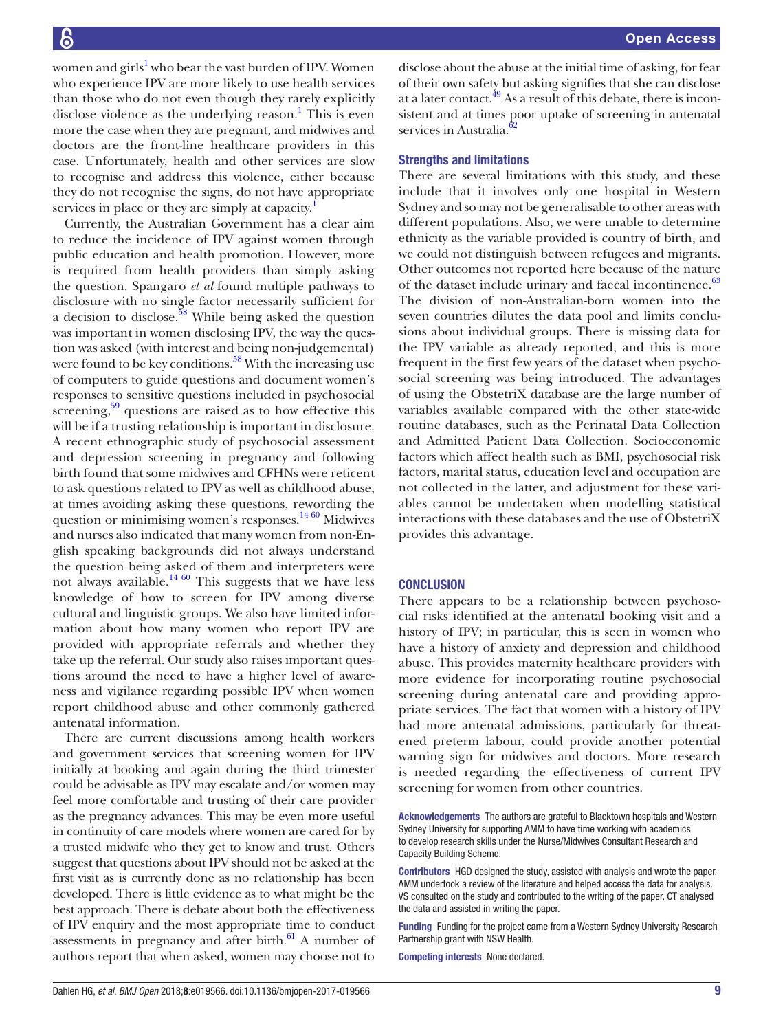women and girls[1] who bear the vast burden of IPV. Women who experience IPV are more likely to use health services than those who do not even though they rarely explicitly disclose violence as the underlying reason.[1] This is even more the case when they are pregnant, and midwives and doctors are the front-line healthcare providers in this case. Unfortunately, health and other services are slow to recognise and address this violence, either because they do not recognise the signs, do not have appropriate services in place or they are simply at capacity.[1]

Currently, the Australian Government has a clear aim to reduce the incidence of IPV against women through public education and health promotion. However, more is required from health providers than simply asking the question. Spangaro *et al* found multiple pathways to disclosure with no single factor necessarily sufficient for a decision to disclose.[58] While being asked the question was important in women disclosing IPV, the way the question was asked (with interest and being non-judgemental) were found to be key conditions.[58] With the increasing use of computers to guide questions and document women's responses to sensitive questions included in psychosocial screening,[59] questions are raised as to how effective this will be if a trusting relationship is important in disclosure. A recent ethnographic study of psychosocial assessment and depression screening in pregnancy and following birth found that some midwives and CFHNs were reticent to ask questions related to IPV as well as childhood abuse, at times avoiding asking these questions, rewording the question or minimising women's responses.[14 60] Midwives and nurses also indicated that many women from non-English speaking backgrounds did not always understand the question being asked of them and interpreters were not always available.[14 60] This suggests that we have less knowledge of how to screen for IPV among diverse cultural and linguistic groups. We also have limited information about how many women who report IPV are provided with appropriate referrals and whether they take up the referral. Our study also raises important questions around the need to have a higher level of awareness and vigilance regarding possible IPV when women report childhood abuse and other commonly gathered antenatal information.

There are current discussions among health workers and government services that screening women for IPV initially at booking and again during the third trimester could be advisable as IPV may escalate and/or women may feel more comfortable and trusting of their care provider as the pregnancy advances. This may be even more useful in continuity of care models where women are cared for by a trusted midwife who they get to know and trust. Others suggest that questions about IPV should not be asked at the first visit as is currently done as no relationship has been developed. There is little evidence as to what might be the best approach. There is debate about both the effectiveness of IPV enquiry and the most appropriate time to conduct assessments in pregnancy and after birth.[61] A number of authors report that when asked, women may choose not to disclose about the abuse at the initial time of asking, for fear of their own safety but asking signifies that she can disclose at a later contact.[49] As a result of this debate, there is inconsistent and at times poor uptake of screening in antenatal services in Australia.[62]

### Strengths and limitations

There are several limitations with this study, and these include that it involves only one hospital in Western Sydney and so may not be generalisable to other areas with different populations. Also, we were unable to determine ethnicity as the variable provided is country of birth, and we could not distinguish between refugees and migrants. Other outcomes not reported here because of the nature of the dataset include urinary and faecal incontinence.[63] The division of non-Australian-born women into the seven countries dilutes the data pool and limits conclusions about individual groups. There is missing data for the IPV variable as already reported, and this is more frequent in the first few years of the dataset when psychosocial screening was being introduced. The advantages of using the ObstetriX database are the large number of variables available compared with the other state-wide routine databases, such as the Perinatal Data Collection and Admitted Patient Data Collection. Socioeconomic factors which affect health such as BMI, psychosocial risk factors, marital status, education level and occupation are not collected in the latter, and adjustment for these variables cannot be undertaken when modelling statistical interactions with these databases and the use of ObstetriX provides this advantage.

## CONCLUSION

There appears to be a relationship between psychosocial risks identified at the antenatal booking visit and a history of IPV; in particular, this is seen in women who have a history of anxiety and depression and childhood abuse. This provides maternity healthcare providers with more evidence for incorporating routine psychosocial screening during antenatal care and providing appropriate services. The fact that women with a history of IPV had more antenatal admissions, particularly for threatened preterm labour, could provide another potential warning sign for midwives and doctors. More research is needed regarding the effectiveness of current IPV screening for women from other countries.

**Acknowledgements** The authors are grateful to Blacktown hospitals and Western Sydney University for supporting AMM to have time working with academics to develop research skills under the Nurse/Midwives Consultant Research and Capacity Building Scheme.

**Contributors** HGD designed the study, assisted with analysis and wrote the paper. AMM undertook a review of the literature and helped access the data for analysis. VS consulted on the study and contributed to the writing of the paper. CT analysed the data and assisted in writing the paper.

**Funding** Funding for the project came from a Western Sydney University Research Partnership grant with NSW Health.

**Competing interests** None declared.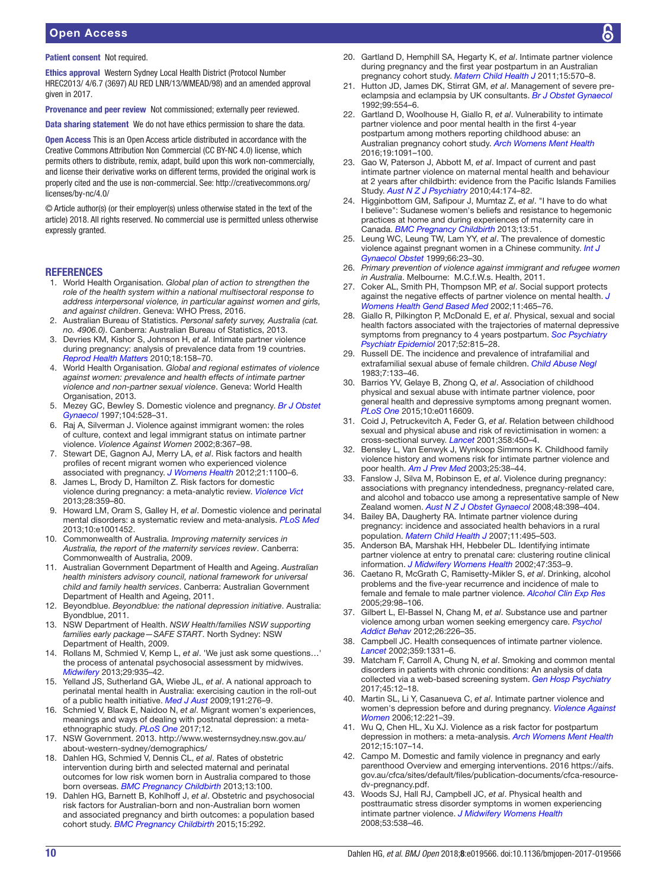**Patient consent** Not required.

**Ethics approval** Western Sydney Local Health District (Protocol Number HREC2013/ 4/6.7 (3697) AU RED LNR/13/WMEAD/98) and an amended approval given in 2017.

**Provenance and peer review** Not commissioned; externally peer reviewed.

**Data sharing statement** We do not have ethics permission to share the data.

**Open Access** This is an Open Access article distributed in accordance with the Creative Commons Attribution Non Commercial (CC BY-NC 4.0) license, which permits others to distribute, remix, adapt, build upon this work non-commercially, and license their derivative works on different terms, provided the original work is properly cited and the use is non-commercial. See: http://creativecommons.org/licenses/by-nc/4.0/

© Article author(s) (or their employer(s) unless otherwise stated in the text of the article) 2018. All rights reserved. No commercial use is permitted unless otherwise expressly granted.

## REFERENCES

1. World Health Organisation. *Global plan of action to strengthen the role of the health system within a national multisectoral response to address interpersonal violence, in particular against women and girls, and against children*. Geneva: WHO Press, 2016.
2. Australian Bureau of Statistics. *Personal safety survey, Australia (cat. no. 4906.0)*. Canberra: Australian Bureau of Statistics, 2013.
3. Devries KM, Kishor S, Johnson H, *et al*. Intimate partner violence during pregnancy: analysis of prevalence data from 19 countries. *Reprod Health Matters* 2010;18:158–70.
4. World Health Organisation. *Global and regional estimates of violence against women: prevalence and health effects of intimate partner violence and non-partner sexual violence*. Geneva: World Health Organisation, 2013.
5. Mezey GC, Bewley S. Domestic violence and pregnancy. *Br J Obstet Gynaecol* 1997;104:528–31.
6. Raj A, Silverman J. Violence against immigrant women: the roles of culture, context and legal immigrant status on intimate partner violence. *Violence Against Women* 2002;8:367–98.
7. Stewart DE, Gagnon AJ, Merry LA, *et al*. Risk factors and health profiles of recent migrant women who experienced violence associated with pregnancy. *J Womens Health* 2012;21:1100–6.
8. James L, Brody D, Hamilton Z. Risk factors for domestic violence during pregnancy: a meta-analytic review. *Violence Vict* 2013;28:359–80.
9. Howard LM, Oram S, Galley H, *et al*. Domestic violence and perinatal mental disorders: a systematic review and meta-analysis. *PLoS Med* 2013;10:e1001452.
10. Commonwealth of Australia. *Improving maternity services in Australia, the report of the maternity services review*. Canberra: Commonwealth of Australia, 2009.
11. Australian Government Department of Health and Ageing. *Australian health ministers advisory council, national framework for universal child and family health services*. Canberra: Australian Government Department of Health and Ageing, 2011.
12. Beyondblue. *Beyondblue: the national depression initiative*. Australia: Byondblue, 2011.
13. NSW Department of Health. *NSW Health/families NSW supporting families early package—SAFE START*. North Sydney: NSW Department of Health, 2009.
14. Rollans M, Schmied V, Kemp L, *et al*. 'We just ask some questions…' the process of antenatal psychosocial assessment by midwives. *Midwifery* 2013;29:935–42.
15. Yelland JS, Sutherland GA, Wiebe JL, *et al*. A national approach to perinatal mental health in Australia: exercising caution in the roll-out of a public health initiative. *Med J Aust* 2009;191:276–9.
16. Schmied V, Black E, Naidoo N, *et al*. Migrant women's experiences, meanings and ways of dealing with postnatal depression: a meta-ethnographic study. *PLoS One* 2017;12.
17. NSW Government. 2013. http://www.westernsydney.nsw.gov.au/about-western-sydney/demographics/
18. Dahlen HG, Schmied V, Dennis CL, *et al*. Rates of obstetric intervention during birth and selected maternal and perinatal outcomes for low risk women born in Australia compared to those born overseas. *BMC Pregnancy Childbirth* 2013;13:100.
19. Dahlen HG, Barnett B, Kohlhoff J, *et al*. Obstetric and psychosocial risk factors for Australian-born and non-Australian born women and associated pregnancy and birth outcomes: a population based cohort study. *BMC Pregnancy Childbirth* 2015;15:292.
20. Gartland D, Hemphill SA, Hegarty K, *et al*. Intimate partner violence during pregnancy and the first year postpartum in an Australian pregnancy cohort study. *Matern Child Health J* 2011;15:570–8.
21. Hutton JD, James DK, Stirrat GM, *et al*. Management of severe pre-eclampsia and eclampsia by UK consultants. *Br J Obstet Gynaecol* 1992;99:554–6.
22. Gartland D, Woolhouse H, Giallo R, *et al*. Vulnerability to intimate partner violence and poor mental health in the first 4-year postpartum among mothers reporting childhood abuse: an Australian pregnancy cohort study. *Arch Womens Ment Health* 2016;19:1091–100.
23. Gao W, Paterson J, Abbott M, *et al*. Impact of current and past intimate partner violence on maternal mental health and behaviour at 2 years after childbirth: evidence from the Pacific Islands Families Study. *Aust N Z J Psychiatry* 2010;44:174–82.
24. Higginbottom GM, Safipour J, Mumtaz Z, *et al*. "I have to do what I believe": Sudanese women's beliefs and resistance to hegemonic practices at home and during experiences of maternity care in Canada. *BMC Pregnancy Childbirth* 2013;13:51.
25. Leung WC, Leung TW, Lam YY, *et al*. The prevalence of domestic violence against pregnant women in a Chinese community. *Int J Gynaecol Obstet* 1999;66:23–30.
26. *Primary prevention of violence against immigrant and refugee women in Australia*. Melbourne: M.C.f.W.s. Health, 2011.
27. Coker AL, Smith PH, Thompson MP, *et al*. Social support protects against the negative effects of partner violence on mental health. *J Womens Health Gend Based Med* 2002;11:465–76.
28. Giallo R, Pilkington P, McDonald E, *et al*. Physical, sexual and social health factors associated with the trajectories of maternal depressive symptoms from pregnancy to 4 years postpartum. *Soc Psychiatry Psychiatr Epidemiol* 2017;52:815–28.
29. Russell DE. The incidence and prevalence of intrafamilial and extrafamilial sexual abuse of female children. *Child Abuse Negl* 1983;7:133–46.
30. Barrios YV, Gelaye B, Zhong Q, *et al*. Association of childhood physical and sexual abuse with intimate partner violence, poor general health and depressive symptoms among pregnant women. *PLoS One* 2015;10:e0116609.
31. Coid J, Petruckevitch A, Feder G, *et al*. Relation between childhood sexual and physical abuse and risk of revictimisation in women: a cross-sectional survey. *Lancet* 2001;358:450–4.
32. Bensley L, Van Eenwyk J, Wynkoop Simmons K. Childhood family violence history and womens risk for intimate partner violence and poor health. *Am J Prev Med* 2003;25:38–44.
33. Fanslow J, Silva M, Robinson E, *et al*. Violence during pregnancy: associations with pregnancy intendedness, pregnancy-related care, and alcohol and tobacco use among a representative sample of New Zealand women. *Aust N Z J Obstet Gynaecol* 2008;48:398–404.
34. Bailey BA, Daugherty RA. Intimate partner violence during pregnancy: incidence and associated health behaviors in a rural population. *Matern Child Health J* 2007;11:495–503.
35. Anderson BA, Marshak HH, Hebbeler DL. Identifying intimate partner violence at entry to prenatal care: clustering routine clinical information. *J Midwifery Womens Health* 2002;47:353–9.
36. Caetano R, McGrath C, Ramisetty-Mikler S, *et al*. Drinking, alcohol problems and the five-year recurrence and incidence of male to female and female to male partner violence. *Alcohol Clin Exp Res* 2005;29:98–106.
37. Gilbert L, El-Bassel N, Chang M, *et al*. Substance use and partner violence among urban women seeking emergency care. *Psychol Addict Behav* 2012;26:226–35.
38. Campbell JC. Health consequences of intimate partner violence. *Lancet* 2002;359:1331–6.
39. Matcham F, Carroll A, Chung N, *et al*. Smoking and common mental disorders in patients with chronic conditions: An analysis of data collected via a web-based screening system. *Gen Hosp Psychiatry* 2017;45:12–18.
40. Martin SL, Li Y, Casanueva C, *et al*. Intimate partner violence and women's depression before and during pregnancy. *Violence Against Women* 2006;12:221–39.
41. Wu Q, Chen HL, Xu XJ. Violence as a risk factor for postpartum depression in mothers: a meta-analysis. *Arch Womens Ment Health* 2012;15:107–14.
42. Campo M. Domestic and family violence in pregnancy and early parenthood Overview and emerging interventions. 2016 https://aifs.gov.au/cfca/sites/default/files/publication-documents/cfca-resource-dv-pregnancy.pdf.
43. Woods SJ, Hall RJ, Campbell JC, *et al*. Physical health and posttraumatic stress disorder symptoms in women experiencing intimate partner violence. *J Midwifery Womens Health* 2008;53:538–46.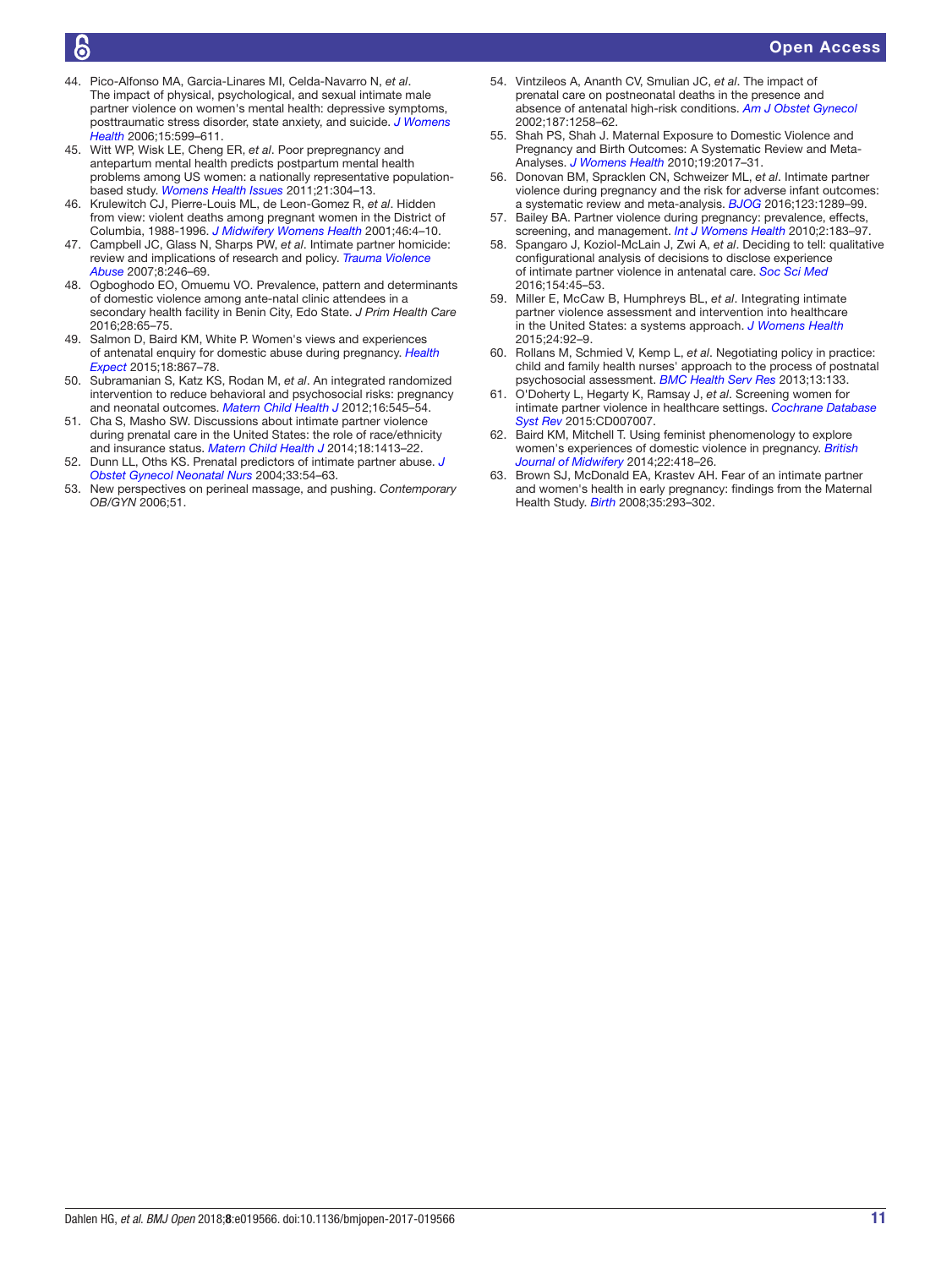44. Pico-Alfonso MA, Garcia-Linares MI, Celda-Navarro N, *et al*. The impact of physical, psychological, and sexual intimate male partner violence on women's mental health: depressive symptoms, posttraumatic stress disorder, state anxiety, and suicide. *J Womens Health* 2006;15:599–611.
45. Witt WP, Wisk LE, Cheng ER, *et al*. Poor prepregnancy and antepartum mental health predicts postpartum mental health problems among US women: a nationally representative population-based study. *Womens Health Issues* 2011;21:304–13.
46. Krulewitch CJ, Pierre-Louis ML, de Leon-Gomez R, *et al*. Hidden from view: violent deaths among pregnant women in the District of Columbia, 1988-1996. *J Midwifery Womens Health* 2001;46:4–10.
47. Campbell JC, Glass N, Sharps PW, *et al*. Intimate partner homicide: review and implications of research and policy. *Trauma Violence Abuse* 2007;8:246–69.
48. Ogboghodo EO, Omuemu VO. Prevalence, pattern and determinants of domestic violence among ante-natal clinic attendees in a secondary health facility in Benin City, Edo State. *J Prim Health Care* 2016;28:65–75.
49. Salmon D, Baird KM, White P. Women's views and experiences of antenatal enquiry for domestic abuse during pregnancy. *Health Expect* 2015;18:867–78.
50. Subramanian S, Katz KS, Rodan M, *et al*. An integrated randomized intervention to reduce behavioral and psychosocial risks: pregnancy and neonatal outcomes. *Matern Child Health J* 2012;16:545–54.
51. Cha S, Masho SW. Discussions about intimate partner violence during prenatal care in the United States: the role of race/ethnicity and insurance status. *Matern Child Health J* 2014;18:1413–22.
52. Dunn LL, Oths KS. Prenatal predictors of intimate partner abuse. *J Obstet Gynecol Neonatal Nurs* 2004;33:54–63.
53. New perspectives on perineal massage, and pushing. *Contemporary OB/GYN* 2006;51.
54. Vintzileos A, Ananth CV, Smulian JC, *et al*. The impact of prenatal care on postneonatal deaths in the presence and absence of antenatal high-risk conditions. *Am J Obstet Gynecol* 2002;187:1258–62.
55. Shah PS, Shah J. Maternal Exposure to Domestic Violence and Pregnancy and Birth Outcomes: A Systematic Review and Meta-Analyses. *J Womens Health* 2010;19:2017–31.
56. Donovan BM, Spracklen CN, Schweizer ML, *et al*. Intimate partner violence during pregnancy and the risk for adverse infant outcomes: a systematic review and meta-analysis. *BJOG* 2016;123:1289–99.
57. Bailey BA. Partner violence during pregnancy: prevalence, effects, screening, and management. *Int J Womens Health* 2010;2:183–97.
58. Spangaro J, Koziol-McLain J, Zwi A, *et al*. Deciding to tell: qualitative configurational analysis of decisions to disclose experience of intimate partner violence in antenatal care. *Soc Sci Med* 2016;154:45–53.
59. Miller E, McCaw B, Humphreys BL, *et al*. Integrating intimate partner violence assessment and intervention into healthcare in the United States: a systems approach. *J Womens Health* 2015;24:92–9.
60. Rollans M, Schmied V, Kemp L, *et al*. Negotiating policy in practice: child and family health nurses' approach to the process of postnatal psychosocial assessment. *BMC Health Serv Res* 2013;13:133.
61. O'Doherty L, Hegarty K, Ramsay J, *et al*. Screening women for intimate partner violence in healthcare settings. *Cochrane Database Syst Rev* 2015:CD007007.
62. Baird KM, Mitchell T. Using feminist phenomenology to explore women's experiences of domestic violence in pregnancy. *British Journal of Midwifery* 2014;22:418–26.
63. Brown SJ, McDonald EA, Krastev AH. Fear of an intimate partner and women's health in early pregnancy: findings from the Maternal Health Study. *Birth* 2008;35:293–302.